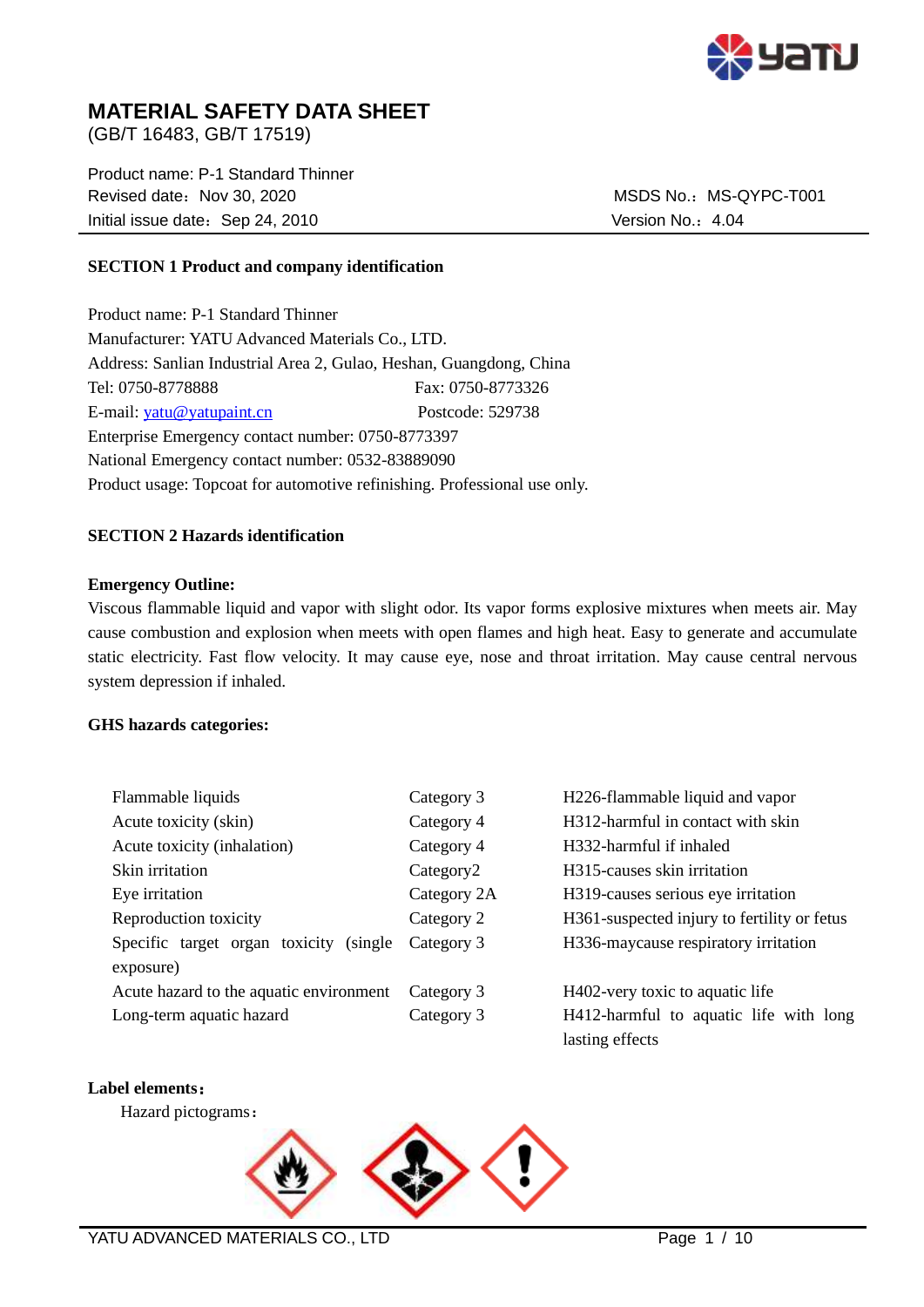# MATERIAL SAFETY DATA SHEET

(GB/T 16483, GB/T 17519)

Product name: P-1 Standard Thinner
Revised date：Nov 30, 2020
Initial issue date：Sep 24, 2010

MSDS No.：MS-QYPC-T001
Version No.：4.04

## SECTION 1 Product and company identification

Product name: P-1 Standard Thinner
Manufacturer: YATU Advanced Materials Co., LTD.
Address: Sanlian Industrial Area 2, Gulao, Heshan, Guangdong, China
Tel: 0750-8778888 Fax: 0750-8773326
E-mail: yatu@yatupaint.cn Postcode: 529738
Enterprise Emergency contact number: 0750-8773397
National Emergency contact number: 0532-83889090
Product usage: Topcoat for automotive refinishing. Professional use only.

## SECTION 2 Hazards identification

**Emergency Outline:**

Viscous flammable liquid and vapor with slight odor. Its vapor forms explosive mixtures when meets air. May cause combustion and explosion when meets with open flames and high heat. Easy to generate and accumulate static electricity. Fast flow velocity. It may cause eye, nose and throat irritation. May cause central nervous system depression if inhaled.

**GHS hazards categories:**

| | | |
|---|---|---|
| Flammable liquids | Category 3 | H226-flammable liquid and vapor |
| Acute toxicity (skin) | Category 4 | H312-harmful in contact with skin |
| Acute toxicity (inhalation) | Category 4 | H332-harmful if inhaled |
| Skin irritation | Category2 | H315-causes skin irritation |
| Eye irritation | Category 2A | H319-causes serious eye irritation |
| Reproduction toxicity | Category 2 | H361-suspected injury to fertility or fetus |
| Specific target organ toxicity (single exposure) | Category 3 | H336-maycause respiratory irritation |
| Acute hazard to the aquatic environment | Category 3 | H402-very toxic to aquatic life |
| Long-term aquatic hazard | Category 3 | H412-harmful to aquatic life with long lasting effects |

**Label elements：**

Hazard pictograms：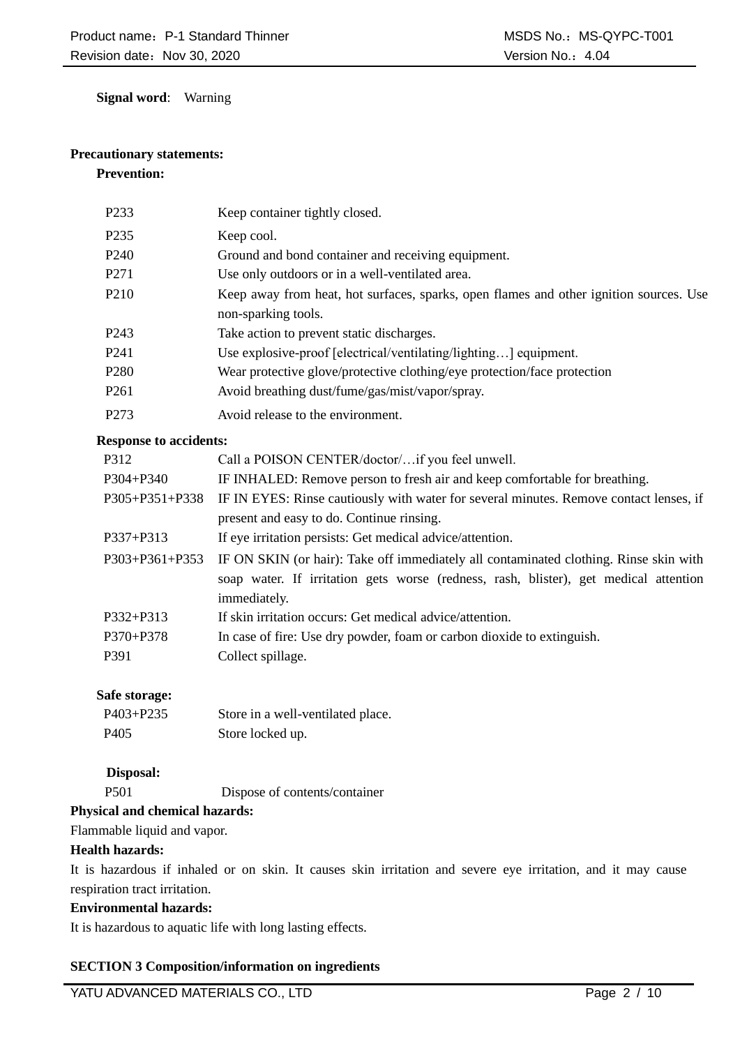**Signal word**: Warning

**Precautionary statements:**

**Prevention:**

| | |
|---|---|
| P233 | Keep container tightly closed. |
| P235 | Keep cool. |
| P240 | Ground and bond container and receiving equipment. |
| P271 | Use only outdoors or in a well-ventilated area. |
| P210 | Keep away from heat, hot surfaces, sparks, open flames and other ignition sources. Use non-sparking tools. |
| P243 | Take action to prevent static discharges. |
| P241 | Use explosive-proof [electrical/ventilating/lighting…] equipment. |
| P280 | Wear protective glove/protective clothing/eye protection/face protection |
| P261 | Avoid breathing dust/fume/gas/mist/vapor/spray. |
| P273 | Avoid release to the environment. |

**Response to accidents:**

| | |
|---|---|
| P312 | Call a POISON CENTER/doctor/…if you feel unwell. |
| P304+P340 | IF INHALED: Remove person to fresh air and keep comfortable for breathing. |
| P305+P351+P338 | IF IN EYES: Rinse cautiously with water for several minutes. Remove contact lenses, if present and easy to do. Continue rinsing. |
| P337+P313 | If eye irritation persists: Get medical advice/attention. |
| P303+P361+P353 | IF ON SKIN (or hair): Take off immediately all contaminated clothing. Rinse skin with soap water. If irritation gets worse (redness, rash, blister), get medical attention immediately. |
| P332+P313 | If skin irritation occurs: Get medical advice/attention. |
| P370+P378 | In case of fire: Use dry powder, foam or carbon dioxide to extinguish. |
| P391 | Collect spillage. |

**Safe storage:**

| | |
|---|---|
| P403+P235 | Store in a well-ventilated place. |
| P405 | Store locked up. |

**Disposal:**

| | |
|---|---|
| P501 | Dispose of contents/container |

**Physical and chemical hazards:**

Flammable liquid and vapor.

**Health hazards:**

It is hazardous if inhaled or on skin. It causes skin irritation and severe eye irritation, and it may cause respiration tract irritation.

**Environmental hazards:**

It is hazardous to aquatic life with long lasting effects.

**SECTION 3 Composition/information on ingredients**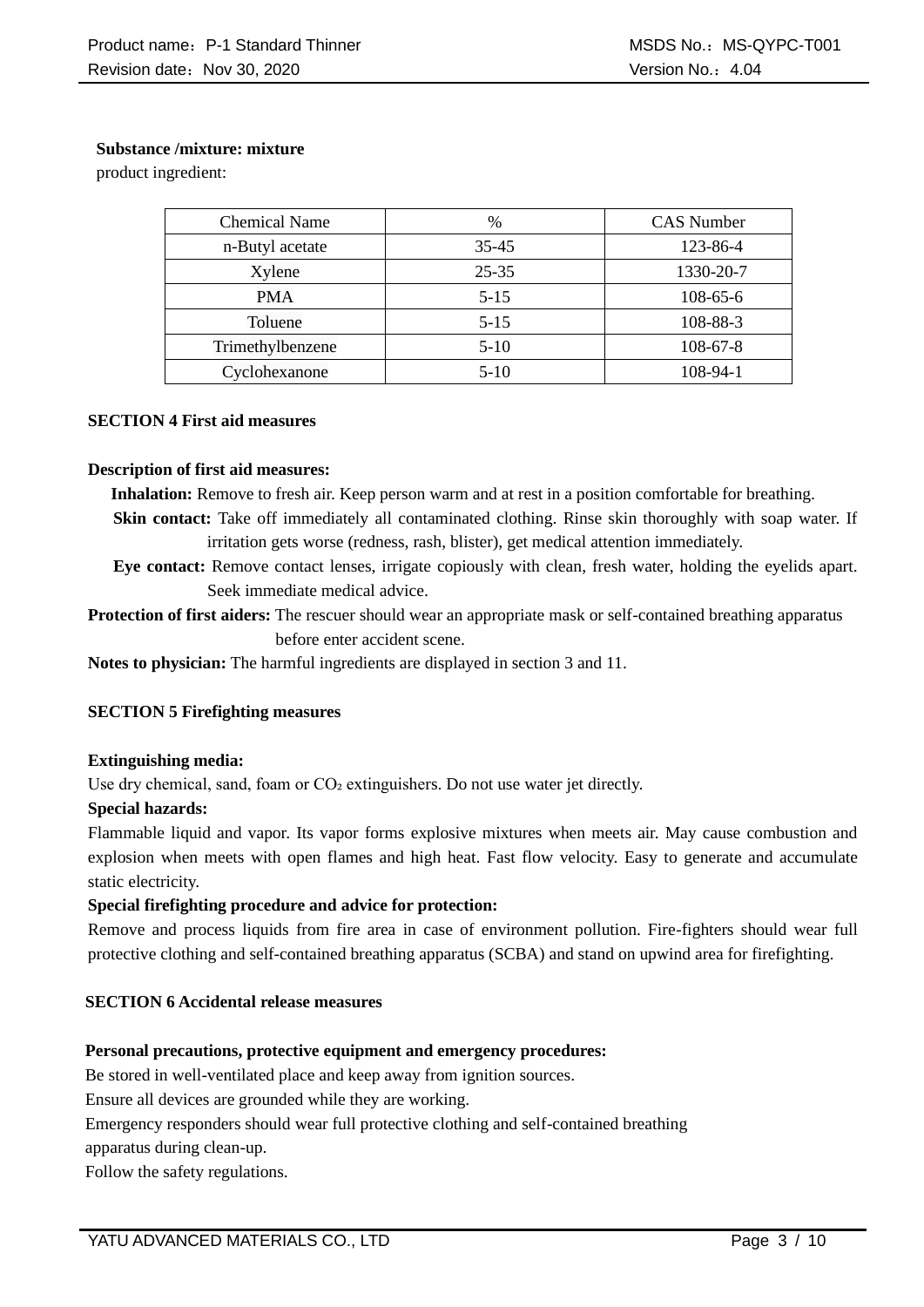**Substance /mixture: mixture**

product ingredient:

| Chemical Name | % | CAS Number |
|---|---|---|
| n-Butyl acetate | 35-45 | 123-86-4 |
| Xylene | 25-35 | 1330-20-7 |
| PMA | 5-15 | 108-65-6 |
| Toluene | 5-15 | 108-88-3 |
| Trimethylbenzene | 5-10 | 108-67-8 |
| Cyclohexanone | 5-10 | 108-94-1 |

## SECTION 4 First aid measures

**Description of first aid measures:**

**Inhalation:** Remove to fresh air. Keep person warm and at rest in a position comfortable for breathing.

**Skin contact:** Take off immediately all contaminated clothing. Rinse skin thoroughly with soap water. If irritation gets worse (redness, rash, blister), get medical attention immediately.

**Eye contact:** Remove contact lenses, irrigate copiously with clean, fresh water, holding the eyelids apart. Seek immediate medical advice.

**Protection of first aiders:** The rescuer should wear an appropriate mask or self-contained breathing apparatus before enter accident scene.

**Notes to physician:** The harmful ingredients are displayed in section 3 and 11.

## SECTION 5 Firefighting measures

**Extinguishing media:**

Use dry chemical, sand, foam or $CO_2$ extinguishers. Do not use water jet directly.

**Special hazards:**

Flammable liquid and vapor. Its vapor forms explosive mixtures when meets air. May cause combustion and explosion when meets with open flames and high heat. Fast flow velocity. Easy to generate and accumulate static electricity.

**Special firefighting procedure and advice for protection:**

Remove and process liquids from fire area in case of environment pollution. Fire-fighters should wear full protective clothing and self-contained breathing apparatus (SCBA) and stand on upwind area for firefighting.

## SECTION 6 Accidental release measures

**Personal precautions, protective equipment and emergency procedures:**

Be stored in well-ventilated place and keep away from ignition sources.

Ensure all devices are grounded while they are working.

Emergency responders should wear full protective clothing and self-contained breathing apparatus during clean-up.

Follow the safety regulations.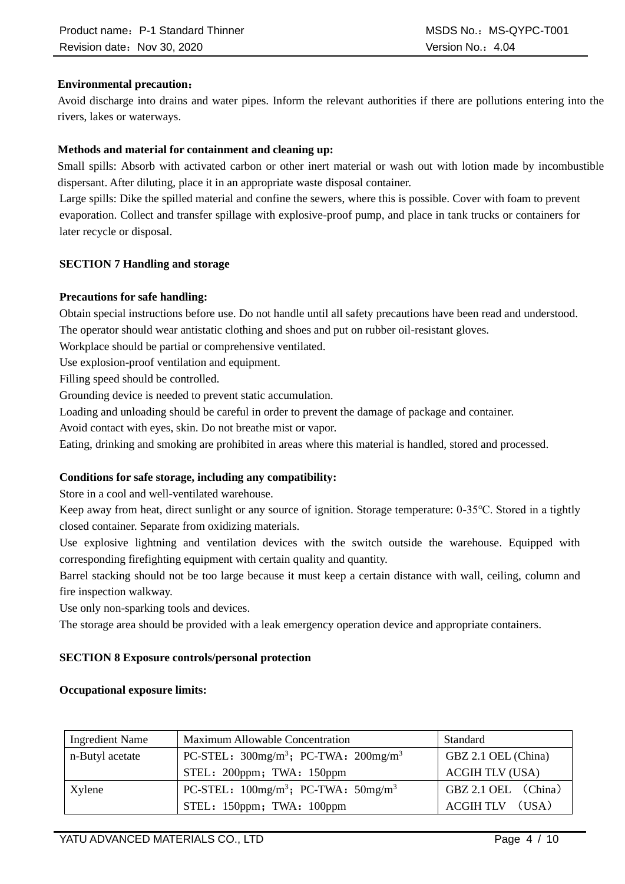**Environmental precaution：**

Avoid discharge into drains and water pipes. Inform the relevant authorities if there are pollutions entering into the rivers, lakes or waterways.

**Methods and material for containment and cleaning up:**

Small spills: Absorb with activated carbon or other inert material or wash out with lotion made by incombustible dispersant. After diluting, place it in an appropriate waste disposal container.

Large spills: Dike the spilled material and confine the sewers, where this is possible. Cover with foam to prevent evaporation. Collect and transfer spillage with explosive-proof pump, and place in tank trucks or containers for later recycle or disposal.

## SECTION 7 Handling and storage

**Precautions for safe handling:**

Obtain special instructions before use. Do not handle until all safety precautions have been read and understood.

The operator should wear antistatic clothing and shoes and put on rubber oil-resistant gloves.

Workplace should be partial or comprehensive ventilated.

Use explosion-proof ventilation and equipment.

Filling speed should be controlled.

Grounding device is needed to prevent static accumulation.

Loading and unloading should be careful in order to prevent the damage of package and container.

Avoid contact with eyes, skin. Do not breathe mist or vapor.

Eating, drinking and smoking are prohibited in areas where this material is handled, stored and processed.

**Conditions for safe storage, including any compatibility:**

Store in a cool and well-ventilated warehouse.

Keep away from heat, direct sunlight or any source of ignition. Storage temperature: 0-35°C. Stored in a tightly closed container. Separate from oxidizing materials.

Use explosive lightning and ventilation devices with the switch outside the warehouse. Equipped with corresponding firefighting equipment with certain quality and quantity.

Barrel stacking should not be too large because it must keep a certain distance with wall, ceiling, column and fire inspection walkway.

Use only non-sparking tools and devices.

The storage area should be provided with a leak emergency operation device and appropriate containers.

## SECTION 8 Exposure controls/personal protection

**Occupational exposure limits:**

| Ingredient Name | Maximum Allowable Concentration | Standard |
|---|---|---|
| n-Butyl acetate | PC-STEL：300mg/$m^3$；PC-TWA：200mg/$m^3$ | GBZ 2.1 OEL (China) |
| | STEL：200ppm；TWA：150ppm | ACGIH TLV (USA) |
| Xylene | PC-STEL：100mg/$m^3$；PC-TWA：50mg/$m^3$ | GBZ 2.1 OEL （China） |
| | STEL：150ppm；TWA：100ppm | ACGIH TLV （USA） |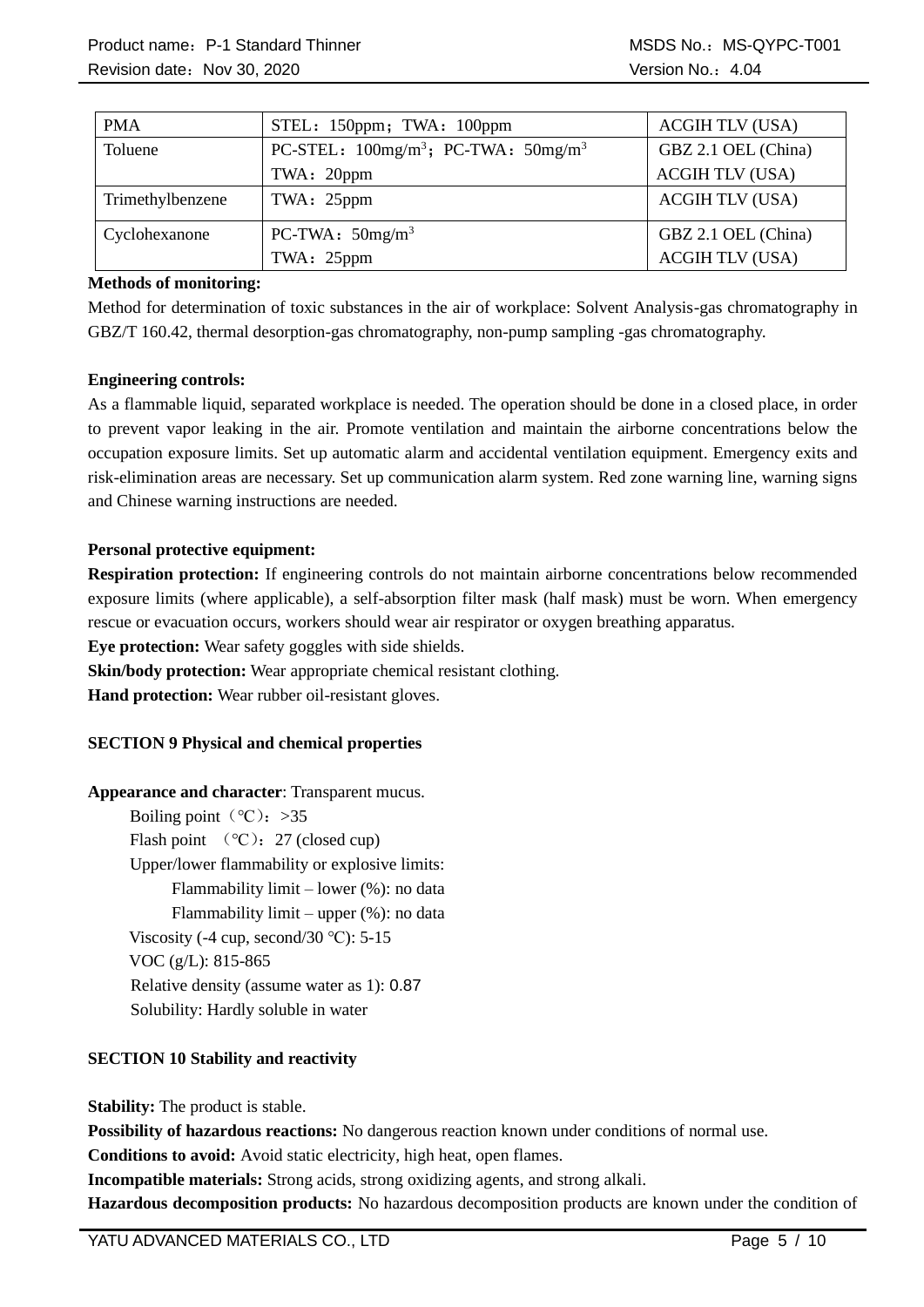| PMA | STEL：150ppm；TWA：100ppm | ACGIH TLV (USA) |
|---|---|---|
| Toluene | PC-STEL：100mg/m$^3$；PC-TWA：50mg/m$^3$<br>TWA：20ppm | GBZ 2.1 OEL (China)<br>ACGIH TLV (USA) |
| Trimethylbenzene | TWA：25ppm | ACGIH TLV (USA) |
| Cyclohexanone | PC-TWA：50mg/m$^3$<br>TWA：25ppm | GBZ 2.1 OEL (China)<br>ACGIH TLV (USA) |

**Methods of monitoring:**

Method for determination of toxic substances in the air of workplace: Solvent Analysis-gas chromatography in GBZ/T 160.42, thermal desorption-gas chromatography, non-pump sampling -gas chromatography.

**Engineering controls:**

As a flammable liquid, separated workplace is needed. The operation should be done in a closed place, in order to prevent vapor leaking in the air. Promote ventilation and maintain the airborne concentrations below the occupation exposure limits. Set up automatic alarm and accidental ventilation equipment. Emergency exits and risk-elimination areas are necessary. Set up communication alarm system. Red zone warning line, warning signs and Chinese warning instructions are needed.

**Personal protective equipment:**

**Respiration protection:** If engineering controls do not maintain airborne concentrations below recommended exposure limits (where applicable), a self-absorption filter mask (half mask) must be worn. When emergency rescue or evacuation occurs, workers should wear air respirator or oxygen breathing apparatus.

**Eye protection:** Wear safety goggles with side shields.

**Skin/body protection:** Wear appropriate chemical resistant clothing.

**Hand protection:** Wear rubber oil-resistant gloves.

**SECTION 9 Physical and chemical properties**

**Appearance and character**: Transparent mucus.

Boiling point（℃）：>35

Flash point （℃）：27 (closed cup)

Upper/lower flammability or explosive limits:

Flammability limit – lower (%): no data

Flammability limit – upper (%): no data

Viscosity (-4 cup, second/30 ℃): 5-15

VOC (g/L): 815-865

Relative density (assume water as 1): 0.87

Solubility: Hardly soluble in water

**SECTION 10 Stability and reactivity**

**Stability:** The product is stable.

**Possibility of hazardous reactions:** No dangerous reaction known under conditions of normal use.

**Conditions to avoid:** Avoid static electricity, high heat, open flames.

**Incompatible materials:** Strong acids, strong oxidizing agents, and strong alkali.

**Hazardous decomposition products:** No hazardous decomposition products are known under the condition of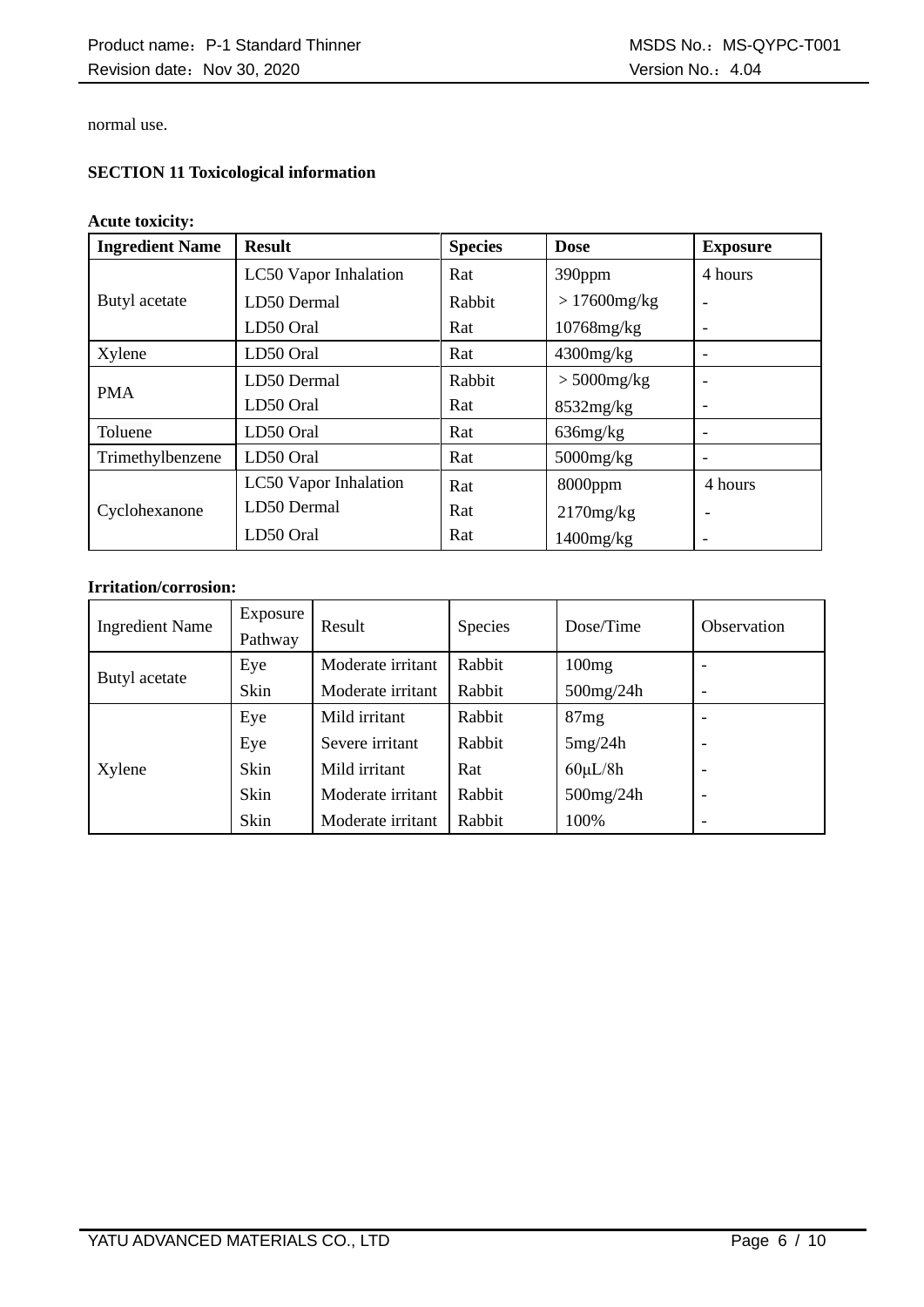normal use.

## SECTION 11 Toxicological information

**Acute toxicity:**

| Ingredient Name | Result | Species | Dose | Exposure |
|---|---|---|---|---|
| Butyl acetate | LC50 Vapor Inhalation | Rat | 390ppm | 4 hours |
| | LD50 Dermal | Rabbit | ＞17600mg/kg | - |
| | LD50 Oral | Rat | 10768mg/kg | - |
| Xylene | LD50 Oral | Rat | 4300mg/kg | - |
| PMA | LD50 Dermal | Rabbit | ＞5000mg/kg | - |
| | LD50 Oral | Rat | 8532mg/kg | - |
| Toluene | LD50 Oral | Rat | 636mg/kg | - |
| Trimethylbenzene | LD50 Oral | Rat | 5000mg/kg | - |
| Cyclohexanone | LC50 Vapor Inhalation | Rat | 8000ppm | 4 hours |
| | LD50 Dermal | Rat | 2170mg/kg | - |
| | LD50 Oral | Rat | 1400mg/kg | - |

**Irritation/corrosion:**

| Ingredient Name | Exposure Pathway | Result | Species | Dose/Time | Observation |
|---|---|---|---|---|---|
| Butyl acetate | Eye | Moderate irritant | Rabbit | 100mg | - |
| | Skin | Moderate irritant | Rabbit | 500mg/24h | - |
| Xylene | Eye | Mild irritant | Rabbit | 87mg | - |
| | Eye | Severe irritant | Rabbit | 5mg/24h | - |
| | Skin | Mild irritant | Rat | 60μL/8h | - |
| | Skin | Moderate irritant | Rabbit | 500mg/24h | - |
| | Skin | Moderate irritant | Rabbit | 100% | - |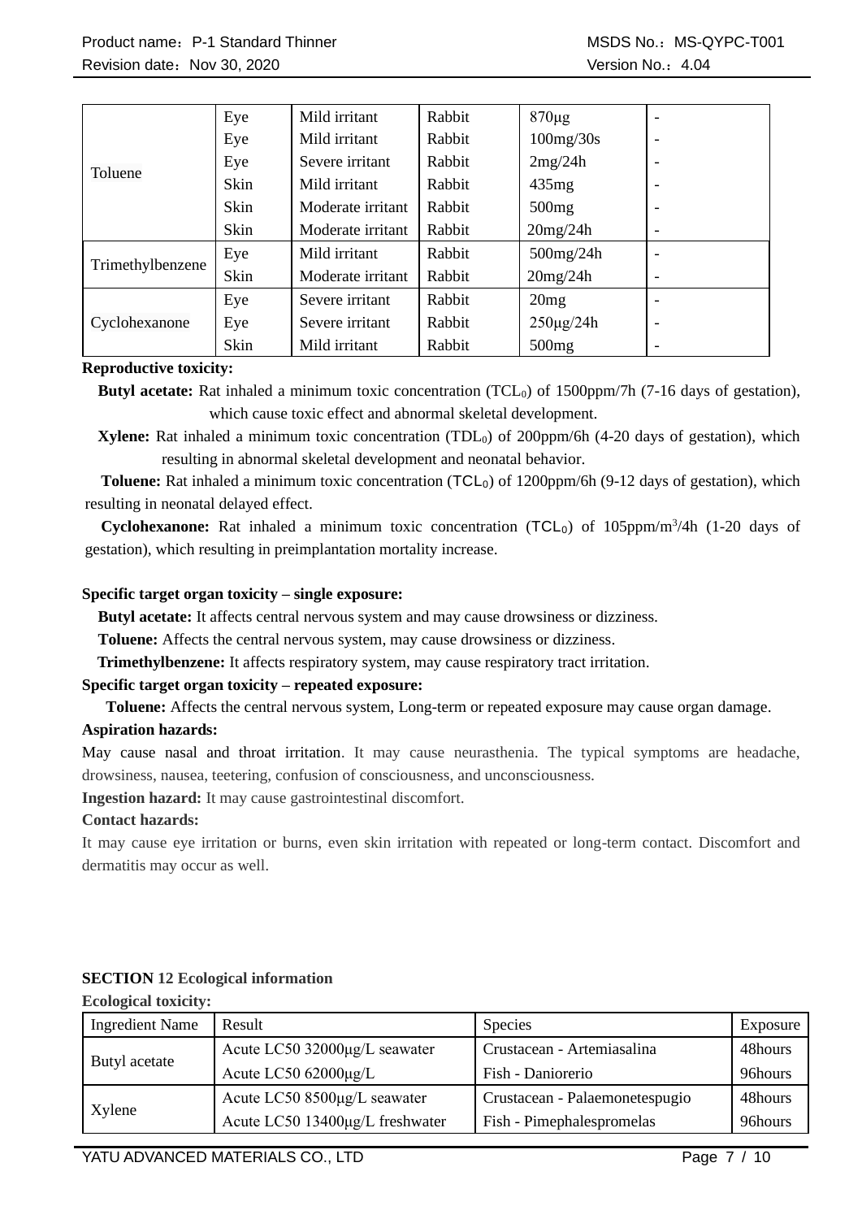| | | | | | |
|---|---|---|---|---|---|
| Toluene | Eye | Mild irritant | Rabbit | 870μg | - |
| | Eye | Mild irritant | Rabbit | 100mg/30s | - |
| | Eye | Severe irritant | Rabbit | 2mg/24h | - |
| | Skin | Mild irritant | Rabbit | 435mg | - |
| | Skin | Moderate irritant | Rabbit | 500mg | - |
| | Skin | Moderate irritant | Rabbit | 20mg/24h | - |
| Trimethylbenzene | Eye | Mild irritant | Rabbit | 500mg/24h | - |
| | Skin | Moderate irritant | Rabbit | 20mg/24h | - |
| Cyclohexanone | Eye | Severe irritant | Rabbit | 20mg | - |
| | Eye | Severe irritant | Rabbit | 250μg/24h | - |
| | Skin | Mild irritant | Rabbit | 500mg | - |

**Reproductive toxicity:**

**Butyl acetate:** Rat inhaled a minimum toxic concentration ($TCL_0$) of 1500ppm/7h (7-16 days of gestation), which cause toxic effect and abnormal skeletal development.

**Xylene:** Rat inhaled a minimum toxic concentration ($TDL_0$) of 200ppm/6h (4-20 days of gestation), which resulting in abnormal skeletal development and neonatal behavior.

**Toluene:** Rat inhaled a minimum toxic concentration ($TCL_0$) of 1200ppm/6h (9-12 days of gestation), which resulting in neonatal delayed effect.

**Cyclohexanone:** Rat inhaled a minimum toxic concentration ($TCL_0$) of 105ppm/m$^3$/4h (1-20 days of gestation), which resulting in preimplantation mortality increase.

**Specific target organ toxicity – single exposure:**

**Butyl acetate:** It affects central nervous system and may cause drowsiness or dizziness.

**Toluene:** Affects the central nervous system, may cause drowsiness or dizziness.

**Trimethylbenzene:** It affects respiratory system, may cause respiratory tract irritation.

**Specific target organ toxicity – repeated exposure:**

**Toluene:** Affects the central nervous system, Long-term or repeated exposure may cause organ damage.

**Aspiration hazards:**

May cause nasal and throat irritation. It may cause neurasthenia. The typical symptoms are headache, drowsiness, nausea, teetering, confusion of consciousness, and unconsciousness.

**Ingestion hazard:** It may cause gastrointestinal discomfort.

**Contact hazards:**

It may cause eye irritation or burns, even skin irritation with repeated or long-term contact. Discomfort and dermatitis may occur as well.

## SECTION 12 Ecological information

**Ecological toxicity:**

| Ingredient Name | Result | Species | Exposure |
|---|---|---|---|
| Butyl acetate | Acute LC50 32000μg/L seawater | Crustacean - Artemiasalina | 48hours |
| | Acute LC50 62000μg/L | Fish - Daniorerio | 96hours |
| Xylene | Acute LC50 8500μg/L seawater | Crustacean - Palaemonetespugio | 48hours |
| | Acute LC50 13400μg/L freshwater | Fish - Pimephalespromelas | 96hours |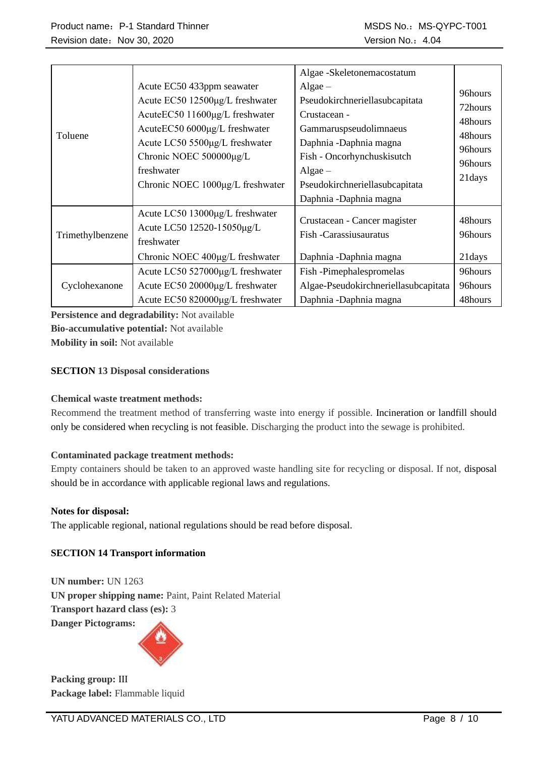| Toluene | Acute EC50 433ppm seawater<br>Acute EC50 12500µg/L freshwater<br>AcuteEC50 11600µg/L freshwater<br>AcuteEC50 6000µg/L freshwater<br>Acute LC50 5500µg/L freshwater<br>Chronic NOEC 500000µg/L freshwater<br>Chronic NOEC 1000µg/L freshwater | Algae -Skeletonemacostatum<br>Algae – Pseudokirchneriellasubcapitata<br>Crustacean - Gammaruspseudolimnaeus<br>Daphnia -Daphnia magna<br>Fish - Oncorhynchuskisutch<br>Algae – Pseudokirchneriellasubcapitata<br>Daphnia -Daphnia magna | 96hours<br>72hours<br>48hours<br>48hours<br>96hours<br>96hours<br>21days |
|---|---|---|---|
| Trimethylbenzene | Acute LC50 13000µg/L freshwater<br>Acute LC50 12520-15050µg/L freshwater<br>Chronic NOEC 400µg/L freshwater | Crustacean - Cancer magister<br>Fish -Carassiusauratus<br>Daphnia -Daphnia magna | 48hours<br>96hours<br>21days |
| Cyclohexanone | Acute LC50 527000µg/L freshwater<br>Acute EC50 20000µg/L freshwater<br>Acute EC50 820000µg/L freshwater | Fish -Pimephalespromelas<br>Algae-Pseudokirchneriellasubcapitata<br>Daphnia -Daphnia magna | 96hours<br>96hours<br>48hours |

**Persistence and degradability:** Not available
**Bio-accumulative potential:** Not available
**Mobility in soil:** Not available

## SECTION 13 Disposal considerations

**Chemical waste treatment methods:**

Recommend the treatment method of transferring waste into energy if possible. Incineration or landfill should only be considered when recycling is not feasible. Discharging the product into the sewage is prohibited.

**Contaminated package treatment methods:**

Empty containers should be taken to an approved waste handling site for recycling or disposal. If not, disposal should be in accordance with applicable regional laws and regulations.

**Notes for disposal:**

The applicable regional, national regulations should be read before disposal.

## SECTION 14 Transport information

**UN number:** UN 1263
**UN proper shipping name:** Paint, Paint Related Material
**Transport hazard class (es):** 3
**Danger Pictograms:**

**Packing group:** III
**Package label:** Flammable liquid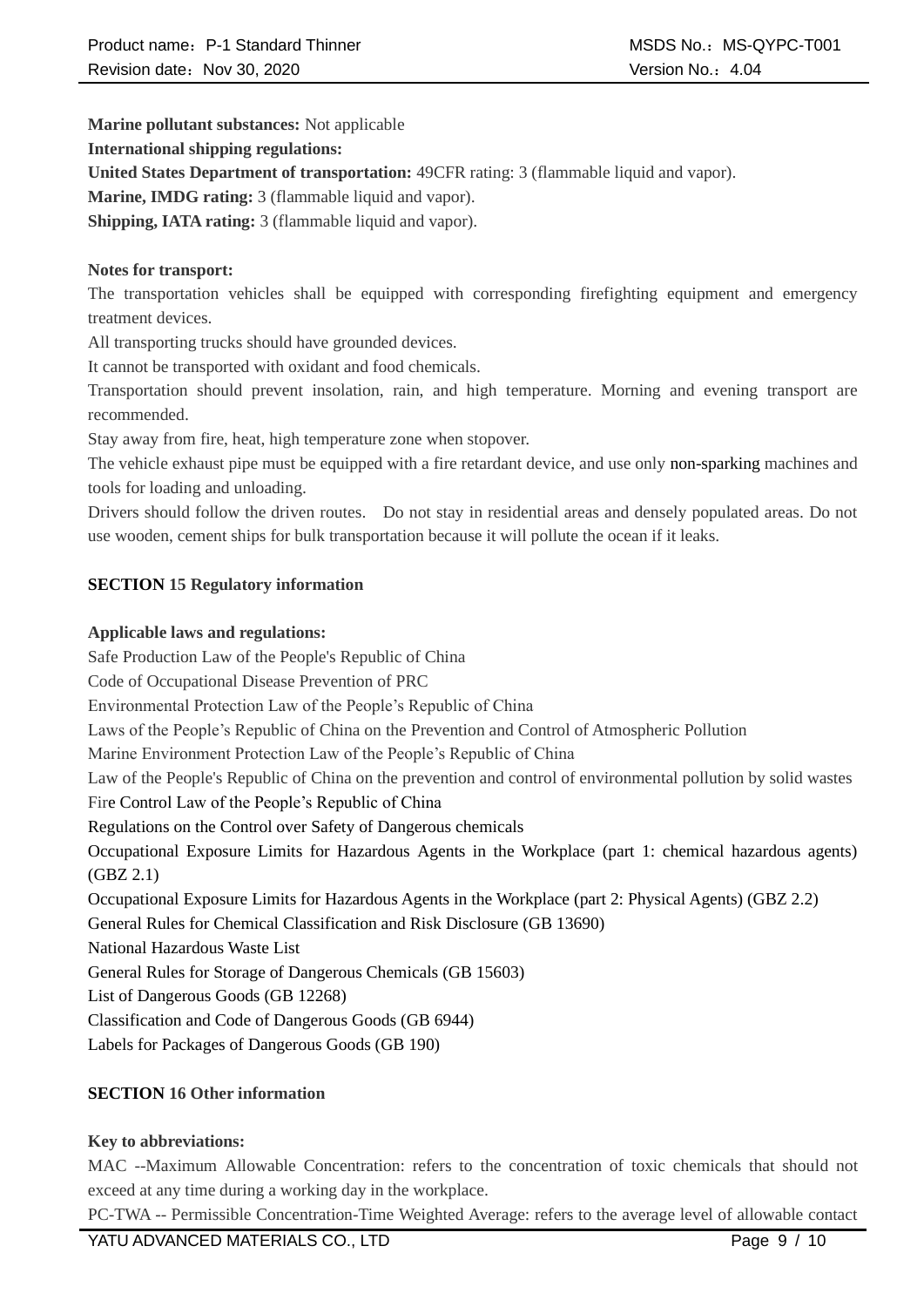**Marine pollutant substances:** Not applicable

**International shipping regulations:**

**United States Department of transportation:** 49CFR rating: 3 (flammable liquid and vapor).

**Marine, IMDG rating:** 3 (flammable liquid and vapor).

**Shipping, IATA rating:** 3 (flammable liquid and vapor).

**Notes for transport:**

The transportation vehicles shall be equipped with corresponding firefighting equipment and emergency treatment devices.

All transporting trucks should have grounded devices.

It cannot be transported with oxidant and food chemicals.

Transportation should prevent insolation, rain, and high temperature. Morning and evening transport are recommended.

Stay away from fire, heat, high temperature zone when stopover.

The vehicle exhaust pipe must be equipped with a fire retardant device, and use only non-sparking machines and tools for loading and unloading.

Drivers should follow the driven routes. Do not stay in residential areas and densely populated areas. Do not use wooden, cement ships for bulk transportation because it will pollute the ocean if it leaks.

## SECTION 15 Regulatory information

**Applicable laws and regulations:**

Safe Production Law of the People's Republic of China

Code of Occupational Disease Prevention of PRC

Environmental Protection Law of the People's Republic of China

Laws of the People's Republic of China on the Prevention and Control of Atmospheric Pollution

Marine Environment Protection Law of the People's Republic of China

Law of the People's Republic of China on the prevention and control of environmental pollution by solid wastes

Fire Control Law of the People's Republic of China

Regulations on the Control over Safety of Dangerous chemicals

Occupational Exposure Limits for Hazardous Agents in the Workplace (part 1: chemical hazardous agents) (GBZ 2.1)

Occupational Exposure Limits for Hazardous Agents in the Workplace (part 2: Physical Agents) (GBZ 2.2)

General Rules for Chemical Classification and Risk Disclosure (GB 13690)

National Hazardous Waste List

General Rules for Storage of Dangerous Chemicals (GB 15603)

List of Dangerous Goods (GB 12268)

Classification and Code of Dangerous Goods (GB 6944)

Labels for Packages of Dangerous Goods (GB 190)

## SECTION 16 Other information

**Key to abbreviations:**

MAC --Maximum Allowable Concentration: refers to the concentration of toxic chemicals that should not exceed at any time during a working day in the workplace.

PC-TWA -- Permissible Concentration-Time Weighted Average: refers to the average level of allowable contact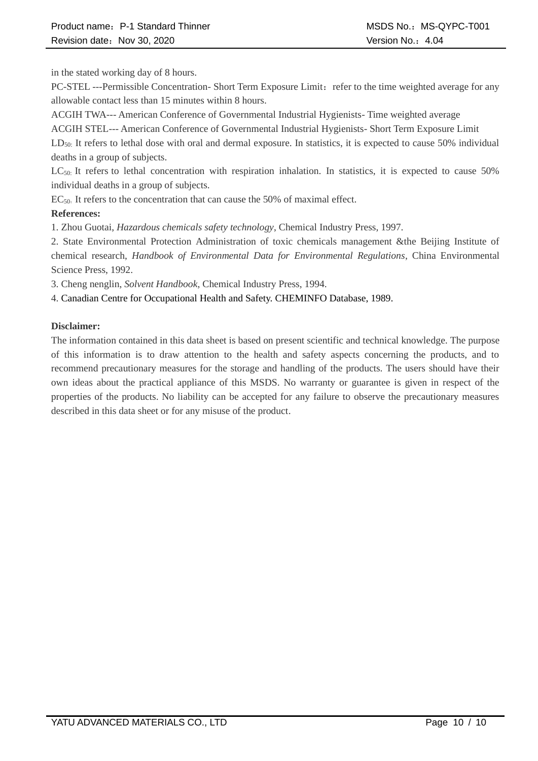in the stated working day of 8 hours.

PC-STEL ---Permissible Concentration- Short Term Exposure Limit：refer to the time weighted average for any allowable contact less than 15 minutes within 8 hours.

ACGIH TWA--- American Conference of Governmental Industrial Hygienists- Time weighted average

ACGIH STEL--- American Conference of Governmental Industrial Hygienists- Short Term Exposure Limit

$LD_{50}$: It refers to lethal dose with oral and dermal exposure. In statistics, it is expected to cause 50% individual deaths in a group of subjects.

$LC_{50}$: It refers to lethal concentration with respiration inhalation. In statistics, it is expected to cause 50% individual deaths in a group of subjects.

$EC_{50}$: It refers to the concentration that can cause the 50% of maximal effect.

**References:**

1. Zhou Guotai, *Hazardous chemicals safety technology*, Chemical Industry Press, 1997.
2. State Environmental Protection Administration of toxic chemicals management &the Beijing Institute of chemical research, *Handbook of Environmental Data for Environmental Regulations*, China Environmental Science Press, 1992.
3. Cheng nenglin, *Solvent Handbook*, Chemical Industry Press, 1994.
4. Canadian Centre for Occupational Health and Safety. CHEMINFO Database, 1989.

**Disclaimer:**

The information contained in this data sheet is based on present scientific and technical knowledge. The purpose of this information is to draw attention to the health and safety aspects concerning the products, and to recommend precautionary measures for the storage and handling of the products. The users should have their own ideas about the practical appliance of this MSDS. No warranty or guarantee is given in respect of the properties of the products. No liability can be accepted for any failure to observe the precautionary measures described in this data sheet or for any misuse of the product.